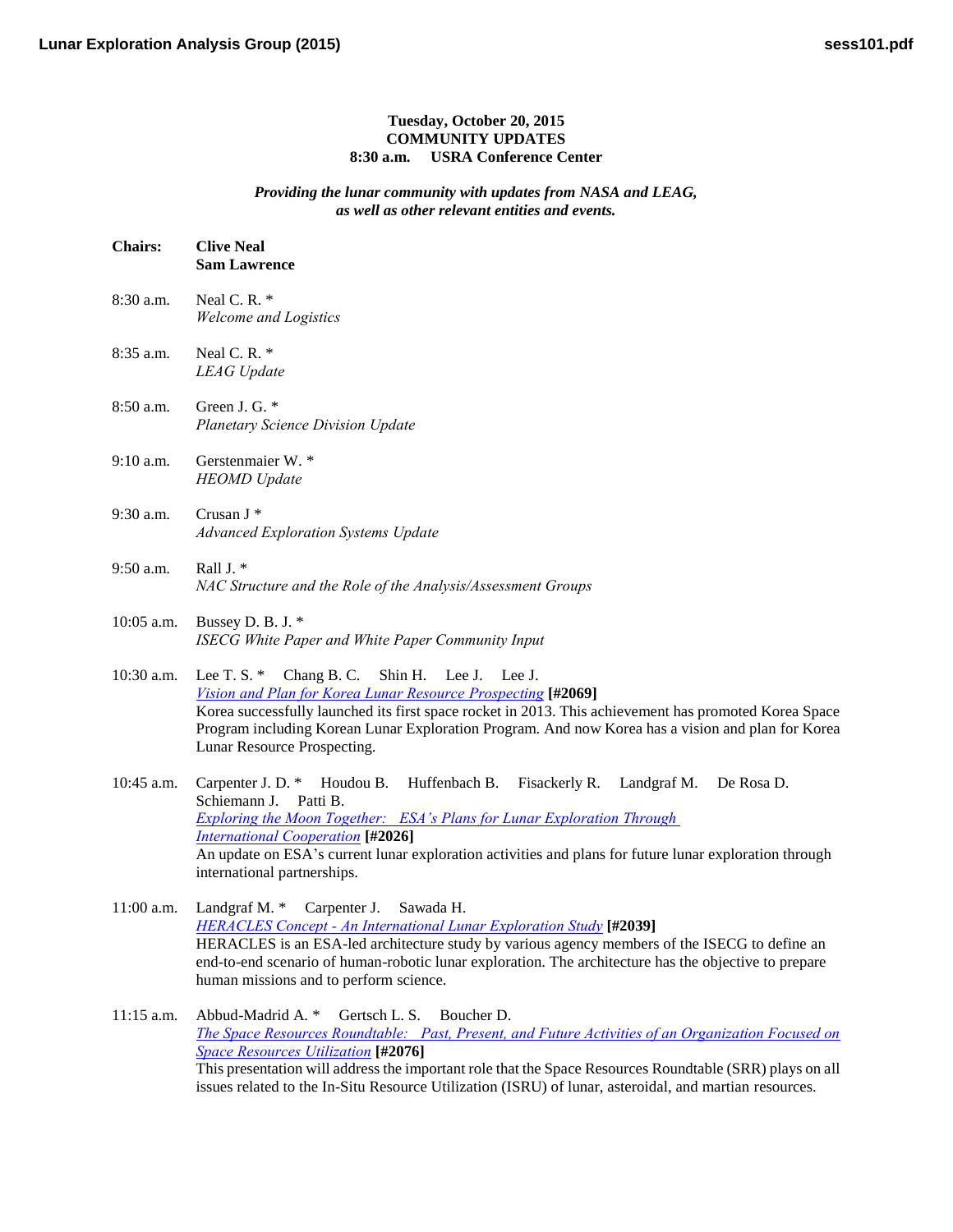**Tuesday, October 20, 2015**
**COMMUNITY UPDATES**
**8:30 a.m. USRA Conference Center**

***Providing the lunar community with updates from NASA and LEAG, as well as other relevant entities and events.***

**Chairs:** **Clive Neal**
**Sam Lawrence**

8:30 a.m. Neal C. R. *
*Welcome and Logistics*

8:35 a.m. Neal C. R. *
*LEAG Update*

8:50 a.m. Green J. G. *
*Planetary Science Division Update*

9:10 a.m. Gerstenmaier W. *
*HEOMD Update*

9:30 a.m. Crusan J *
*Advanced Exploration Systems Update*

9:50 a.m. Rall J. *
*NAC Structure and the Role of the Analysis/Assessment Groups*

10:05 a.m. Bussey D. B. J. *
*ISECG White Paper and White Paper Community Input*

10:30 a.m. Lee T. S. * Chang B. C. Shin H. Lee J. Lee J.
*Vision and Plan for Korea Lunar Resource Prospecting* **[#2069]**
Korea successfully launched its first space rocket in 2013. This achievement has promoted Korea Space Program including Korean Lunar Exploration Program. And now Korea has a vision and plan for Korea Lunar Resource Prospecting.

10:45 a.m. Carpenter J. D. * Houdou B. Huffenbach B. Fisackerly R. Landgraf M. De Rosa D. Schiemann J. Patti B.
*Exploring the Moon Together: ESA's Plans for Lunar Exploration Through International Cooperation* **[#2026]**
An update on ESA's current lunar exploration activities and plans for future lunar exploration through international partnerships.

11:00 a.m. Landgraf M. * Carpenter J. Sawada H.
*HERACLES Concept - An International Lunar Exploration Study* **[#2039]**
HERACLES is an ESA-led architecture study by various agency members of the ISECG to define an end-to-end scenario of human-robotic lunar exploration. The architecture has the objective to prepare human missions and to perform science.

11:15 a.m. Abbud-Madrid A. * Gertsch L. S. Boucher D.
*The Space Resources Roundtable: Past, Present, and Future Activities of an Organization Focused on Space Resources Utilization* **[#2076]**
This presentation will address the important role that the Space Resources Roundtable (SRR) plays on all issues related to the In-Situ Resource Utilization (ISRU) of lunar, asteroidal, and martian resources.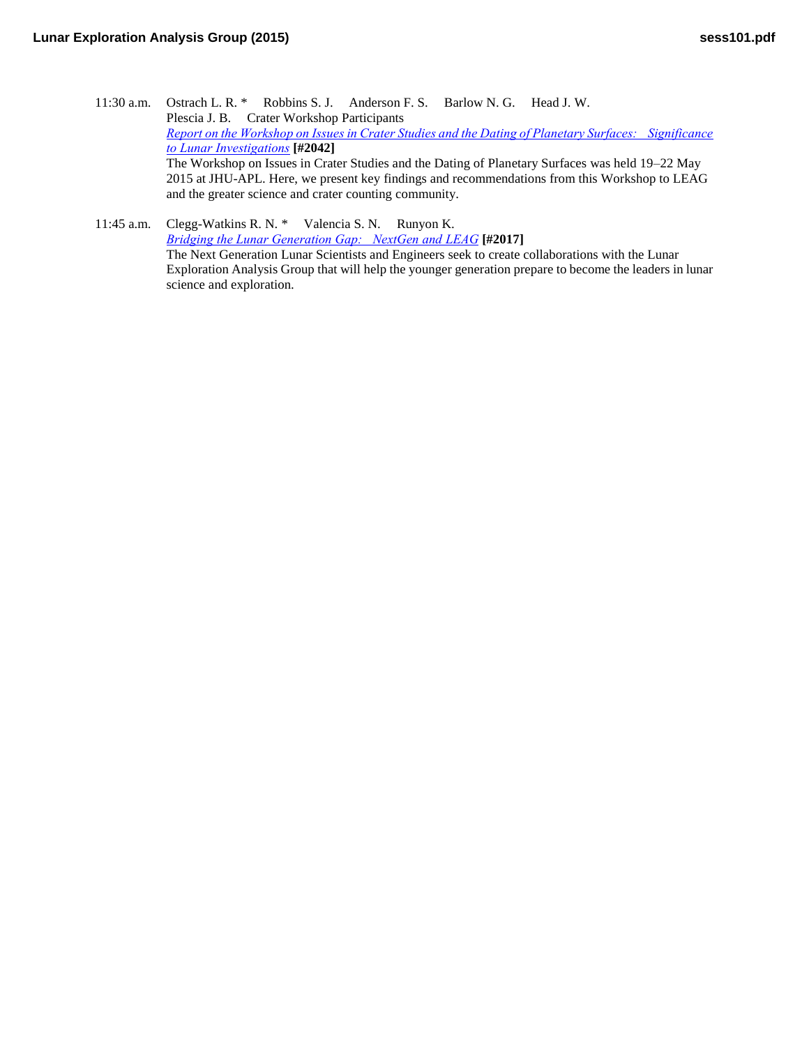11:30 a.m. Ostrach L. R. * Robbins S. J. Anderson F. S. Barlow N. G. Head J. W. Plescia J. B. Crater Workshop Participants

*Report on the Workshop on Issues in Crater Studies and the Dating of Planetary Surfaces: Significance to Lunar Investigations* **[#2042]**

The Workshop on Issues in Crater Studies and the Dating of Planetary Surfaces was held 19–22 May 2015 at JHU-APL. Here, we present key findings and recommendations from this Workshop to LEAG and the greater science and crater counting community.

11:45 a.m. Clegg-Watkins R. N. * Valencia S. N. Runyon K.

*Bridging the Lunar Generation Gap: NextGen and LEAG* **[#2017]**

The Next Generation Lunar Scientists and Engineers seek to create collaborations with the Lunar Exploration Analysis Group that will help the younger generation prepare to become the leaders in lunar science and exploration.